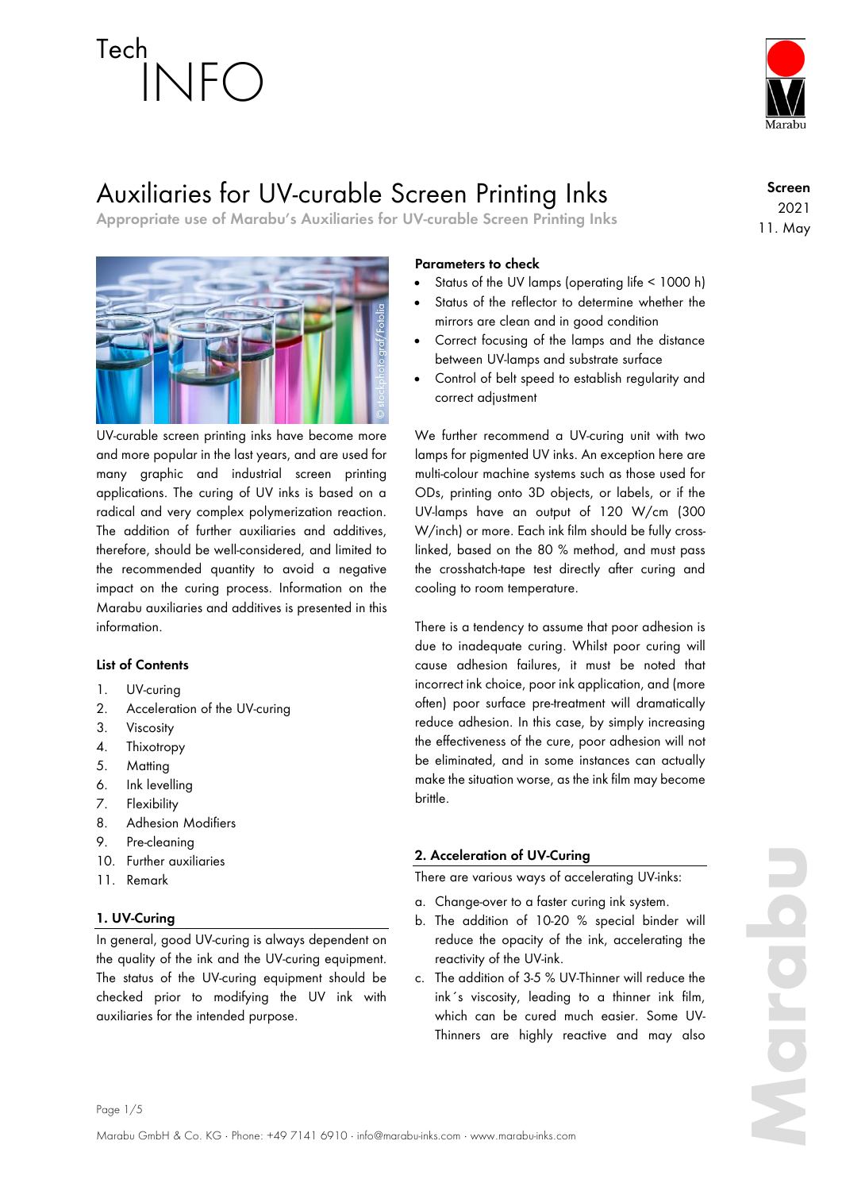Tech INFO

# Auxiliaries for UV-curable Screen Printing Inks

**Appropriate use of Marabu's Auxiliaries for UV-curable Screen Printing Inks**

**Screen**
2021
11. May

UV-curable screen printing inks have become more and more popular in the last years, and are used for many graphic and industrial screen printing applications. The curing of UV inks is based on a radical and very complex polymerization reaction. The addition of further auxiliaries and additives, therefore, should be well-considered, and limited to the recommended quantity to avoid a negative impact on the curing process. Information on the Marabu auxiliaries and additives is presented in this information.

### List of Contents

1. UV-curing
2. Acceleration of the UV-curing
3. Viscosity
4. Thixotropy
5. Matting
6. Ink levelling
7. Flexibility
8. Adhesion Modifiers
9. Pre-cleaning
10. Further auxiliaries
11. Remark

## 1. UV-Curing

In general, good UV-curing is always dependent on the quality of the ink and the UV-curing equipment. The status of the UV-curing equipment should be checked prior to modifying the UV ink with auxiliaries for the intended purpose.

**Parameters to check**

- Status of the UV lamps (operating life < 1000 h)
- Status of the reflector to determine whether the mirrors are clean and in good condition
- Correct focusing of the lamps and the distance between UV-lamps and substrate surface
- Control of belt speed to establish regularity and correct adjustment

We further recommend a UV-curing unit with two lamps for pigmented UV inks. An exception here are multi-colour machine systems such as those used for ODs, printing onto 3D objects, or labels, or if the UV-lamps have an output of 120 W/cm (300 W/inch) or more. Each ink film should be fully cross-linked, based on the 80 % method, and must pass the crosshatch-tape test directly after curing and cooling to room temperature.

There is a tendency to assume that poor adhesion is due to inadequate curing. Whilst poor curing will cause adhesion failures, it must be noted that incorrect ink choice, poor ink application, and (more often) poor surface pre-treatment will dramatically reduce adhesion. In this case, by simply increasing the effectiveness of the cure, poor adhesion will not be eliminated, and in some instances can actually make the situation worse, as the ink film may become brittle.

## 2. Acceleration of UV-Curing

There are various ways of accelerating UV-inks:

a. Change-over to a faster curing ink system.
b. The addition of 10-20 % special binder will reduce the opacity of the ink, accelerating the reactivity of the UV-ink.
c. The addition of 3-5 % UV-Thinner will reduce the ink´s viscosity, leading to a thinner ink film, which can be cured much easier. Some UV-Thinners are highly reactive and may also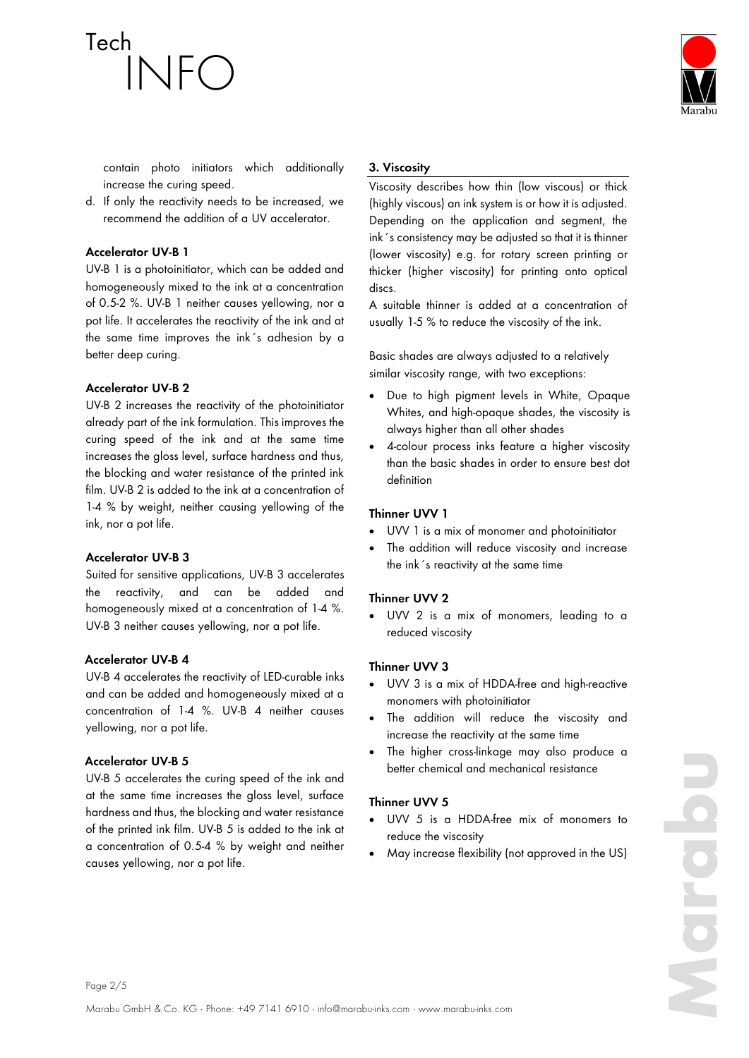contain photo initiators which additionally increase the curing speed.

d. If only the reactivity needs to be increased, we recommend the addition of a UV accelerator.

**Accelerator UV-B 1**

UV-B 1 is a photoinitiator, which can be added and homogeneously mixed to the ink at a concentration of 0.5-2 %. UV-B 1 neither causes yellowing, nor a pot life. It accelerates the reactivity of the ink and at the same time improves the ink´s adhesion by a better deep curing.

**Accelerator UV-B 2**

UV-B 2 increases the reactivity of the photoinitiator already part of the ink formulation. This improves the curing speed of the ink and at the same time increases the gloss level, surface hardness and thus, the blocking and water resistance of the printed ink film. UV-B 2 is added to the ink at a concentration of 1-4 % by weight, neither causing yellowing of the ink, nor a pot life.

**Accelerator UV-B 3**

Suited for sensitive applications, UV-B 3 accelerates the reactivity, and can be added and homogeneously mixed at a concentration of 1-4 %. UV-B 3 neither causes yellowing, nor a pot life.

**Accelerator UV-B 4**

UV-B 4 accelerates the reactivity of LED-curable inks and can be added and homogeneously mixed at a concentration of 1-4 %. UV-B 4 neither causes yellowing, nor a pot life.

**Accelerator UV-B 5**

UV-B 5 accelerates the curing speed of the ink and at the same time increases the gloss level, surface hardness and thus, the blocking and water resistance of the printed ink film. UV-B 5 is added to the ink at a concentration of 0.5-4 % by weight and neither causes yellowing, nor a pot life.

## 3. Viscosity

Viscosity describes how thin (low viscous) or thick (highly viscous) an ink system is or how it is adjusted. Depending on the application and segment, the ink´s consistency may be adjusted so that it is thinner (lower viscosity) e.g. for rotary screen printing or thicker (higher viscosity) for printing onto optical discs.

A suitable thinner is added at a concentration of usually 1-5 % to reduce the viscosity of the ink.

Basic shades are always adjusted to a relatively similar viscosity range, with two exceptions:

- Due to high pigment levels in White, Opaque Whites, and high-opaque shades, the viscosity is always higher than all other shades
- 4-colour process inks feature a higher viscosity than the basic shades in order to ensure best dot definition

**Thinner UVV 1**

- UVV 1 is a mix of monomer and photoinitiator
- The addition will reduce viscosity and increase the ink´s reactivity at the same time

**Thinner UVV 2**

- UVV 2 is a mix of monomers, leading to a reduced viscosity

**Thinner UVV 3**

- UVV 3 is a mix of HDDA-free and high-reactive monomers with photoinitiator
- The addition will reduce the viscosity and increase the reactivity at the same time
- The higher cross-linkage may also produce a better chemical and mechanical resistance

**Thinner UVV 5**

- UVV 5 is a HDDA-free mix of monomers to reduce the viscosity
- May increase flexibility (not approved in the US)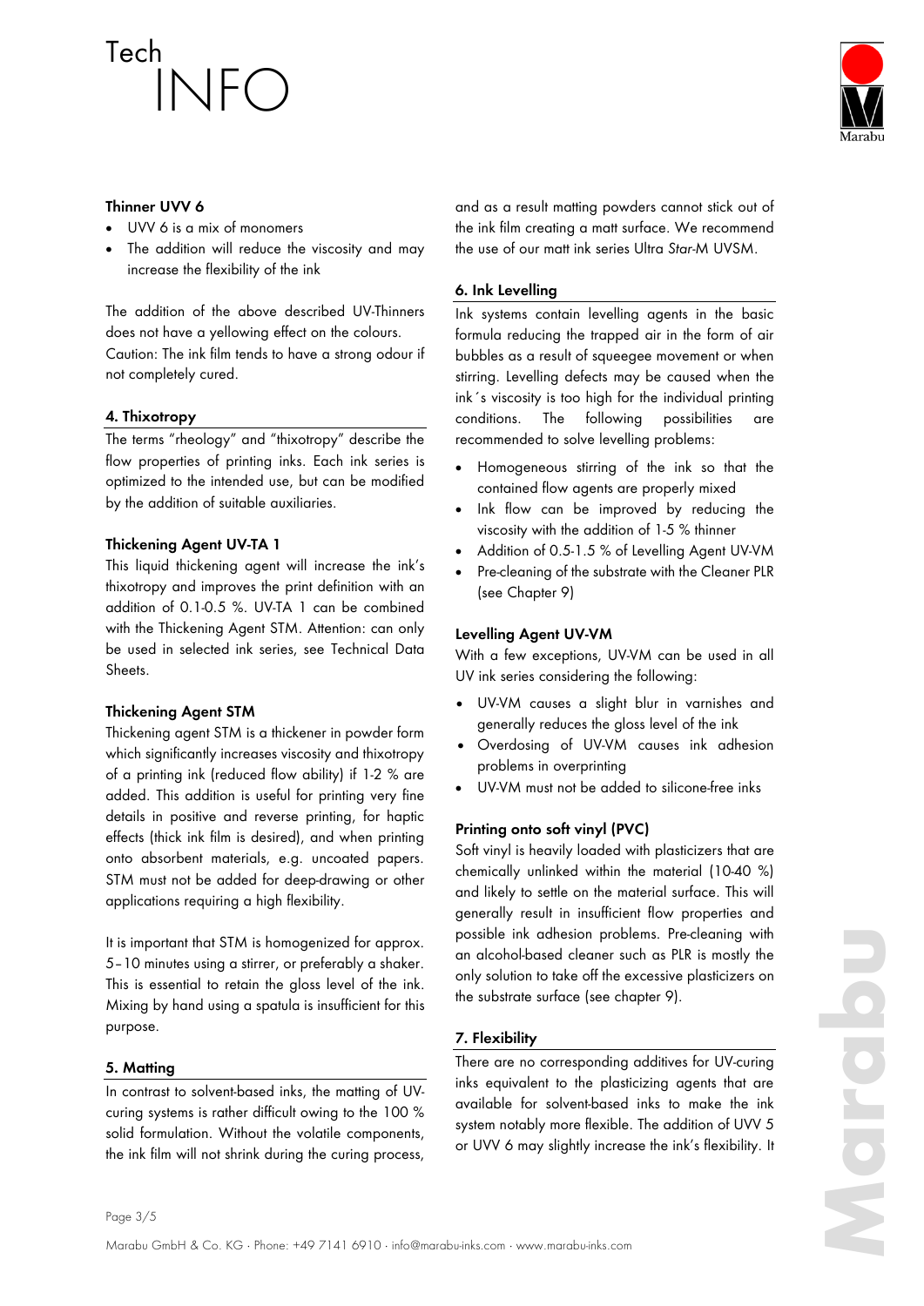#### Thinner UVV 6

- UVV 6 is a mix of monomers
- The addition will reduce the viscosity and may increase the flexibility of the ink

The addition of the above described UV-Thinners does not have a yellowing effect on the colours.
Caution: The ink film tends to have a strong odour if not completely cured.

## 4. Thixotropy

The terms "rheology" and "thixotropy" describe the flow properties of printing inks. Each ink series is optimized to the intended use, but can be modified by the addition of suitable auxiliaries.

#### Thickening Agent UV-TA 1

This liquid thickening agent will increase the ink's thixotropy and improves the print definition with an addition of 0.1-0.5 %. UV-TA 1 can be combined with the Thickening Agent STM. Attention: can only be used in selected ink series, see Technical Data Sheets.

#### Thickening Agent STM

Thickening agent STM is a thickener in powder form which significantly increases viscosity and thixotropy of a printing ink (reduced flow ability) if 1-2 % are added. This addition is useful for printing very fine details in positive and reverse printing, for haptic effects (thick ink film is desired), and when printing onto absorbent materials, e.g. uncoated papers. STM must not be added for deep-drawing or other applications requiring a high flexibility.

It is important that STM is homogenized for approx. 5–10 minutes using a stirrer, or preferably a shaker. This is essential to retain the gloss level of the ink. Mixing by hand using a spatula is insufficient for this purpose.

## 5. Matting

In contrast to solvent-based inks, the matting of UV-curing systems is rather difficult owing to the 100 % solid formulation. Without the volatile components, the ink film will not shrink during the curing process, and as a result matting powders cannot stick out of the ink film creating a matt surface. We recommend the use of our matt ink series Ultra *Star*-M UVSM.

## 6. Ink Levelling

Ink systems contain levelling agents in the basic formula reducing the trapped air in the form of air bubbles as a result of squeegee movement or when stirring. Levelling defects may be caused when the ink´s viscosity is too high for the individual printing conditions. The following possibilities are recommended to solve levelling problems:

- Homogeneous stirring of the ink so that the contained flow agents are properly mixed
- Ink flow can be improved by reducing the viscosity with the addition of 1-5 % thinner
- Addition of 0.5-1.5 % of Levelling Agent UV-VM
- Pre-cleaning of the substrate with the Cleaner PLR (see Chapter 9)

#### Levelling Agent UV-VM

With a few exceptions, UV-VM can be used in all UV ink series considering the following:

- UV-VM causes a slight blur in varnishes and generally reduces the gloss level of the ink
- Overdosing of UV-VM causes ink adhesion problems in overprinting
- UV-VM must not be added to silicone-free inks

#### Printing onto soft vinyl (PVC)

Soft vinyl is heavily loaded with plasticizers that are chemically unlinked within the material (10-40 %) and likely to settle on the material surface. This will generally result in insufficient flow properties and possible ink adhesion problems. Pre-cleaning with an alcohol-based cleaner such as PLR is mostly the only solution to take off the excessive plasticizers on the substrate surface (see chapter 9).

## 7. Flexibility

There are no corresponding additives for UV-curing inks equivalent to the plasticizing agents that are available for solvent-based inks to make the ink system notably more flexible. The addition of UVV 5 or UVV 6 may slightly increase the ink's flexibility. It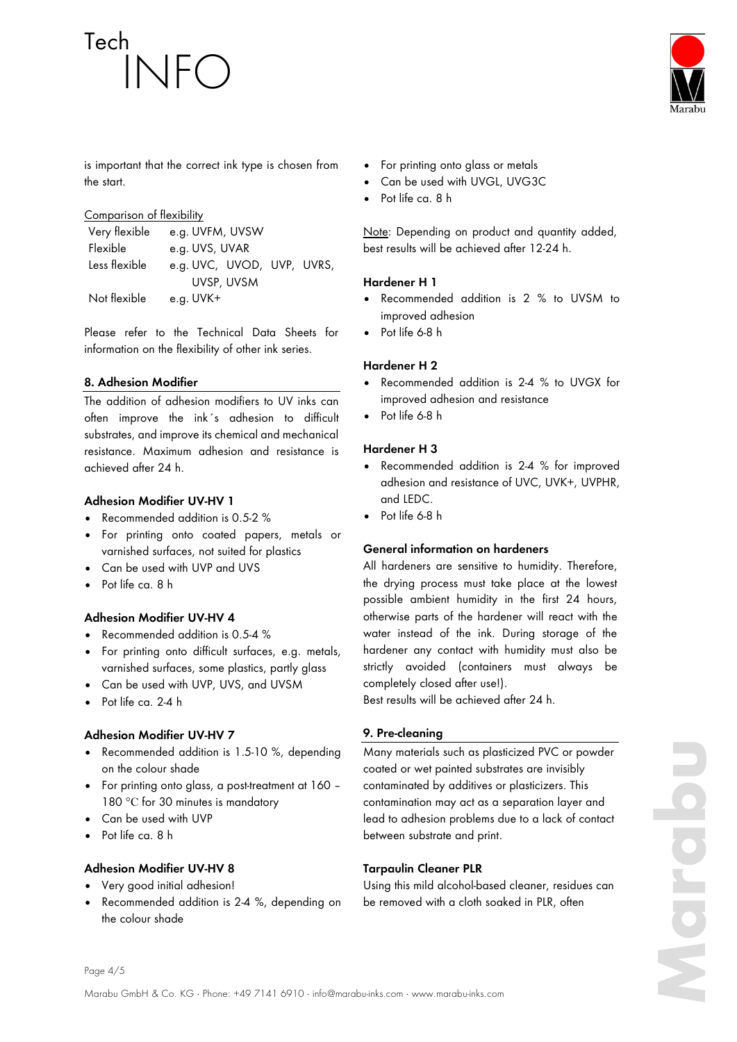is important that the correct ink type is chosen from the start.

Comparison of flexibility

| | |
|---|---|
| Very flexible | e.g. UVFM, UVSW |
| Flexible | e.g. UVS, UVAR |
| Less flexible | e.g. UVC, UVOD, UVP, UVRS, UVSP, UVSM |
| Not flexible | e.g. UVK+ |

Please refer to the Technical Data Sheets for information on the flexibility of other ink series.

## 8. Adhesion Modifier

The addition of adhesion modifiers to UV inks can often improve the ink´s adhesion to difficult substrates, and improve its chemical and mechanical resistance. Maximum adhesion and resistance is achieved after 24 h.

### Adhesion Modifier UV-HV 1

- Recommended addition is 0.5-2 %
- For printing onto coated papers, metals or varnished surfaces, not suited for plastics
- Can be used with UVP and UVS
- Pot life ca. 8 h

### Adhesion Modifier UV-HV 4

- Recommended addition is 0.5-4 %
- For printing onto difficult surfaces, e.g. metals, varnished surfaces, some plastics, partly glass
- Can be used with UVP, UVS, and UVSM
- Pot life ca. 2-4 h

### Adhesion Modifier UV-HV 7

- Recommended addition is 1.5-10 %, depending on the colour shade
- For printing onto glass, a post-treatment at 160 – 180 °C for 30 minutes is mandatory
- Can be used with UVP
- Pot life ca. 8 h

### Adhesion Modifier UV-HV 8

- Very good initial adhesion!
- Recommended addition is 2-4 %, depending on the colour shade
- For printing onto glass or metals
- Can be used with UVGL, UVG3C
- Pot life ca. 8 h

Note: Depending on product and quantity added, best results will be achieved after 12-24 h.

### Hardener H 1

- Recommended addition is 2 % to UVSM to improved adhesion
- Pot life 6-8 h

### Hardener H 2

- Recommended addition is 2-4 % to UVGX for improved adhesion and resistance
- Pot life 6-8 h

### Hardener H 3

- Recommended addition is 2-4 % for improved adhesion and resistance of UVC, UVK+, UVPHR, and LEDC.
- Pot life 6-8 h

### General information on hardeners

All hardeners are sensitive to humidity. Therefore, the drying process must take place at the lowest possible ambient humidity in the first 24 hours, otherwise parts of the hardener will react with the water instead of the ink. During storage of the hardener any contact with humidity must also be strictly avoided (containers must always be completely closed after use!).
Best results will be achieved after 24 h.

## 9. Pre-cleaning

Many materials such as plasticized PVC or powder coated or wet painted substrates are invisibly contaminated by additives or plasticizers. This contamination may act as a separation layer and lead to adhesion problems due to a lack of contact between substrate and print.

### Tarpaulin Cleaner PLR

Using this mild alcohol-based cleaner, residues can be removed with a cloth soaked in PLR, often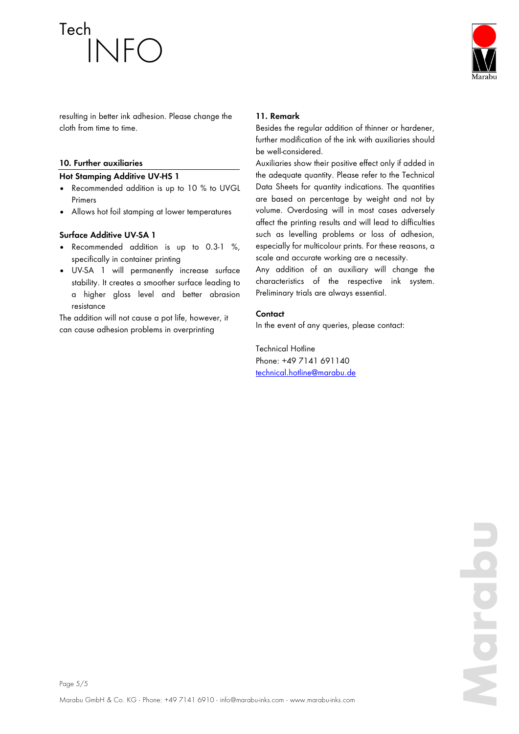resulting in better ink adhesion. Please change the cloth from time to time.

## 10. Further auxiliaries

### Hot Stamping Additive UV-HS 1

- Recommended addition is up to 10 % to UVGL Primers
- Allows hot foil stamping at lower temperatures

### Surface Additive UV-SA 1

- Recommended addition is up to 0.3-1 %, specifically in container printing
- UV-SA 1 will permanently increase surface stability. It creates a smoother surface leading to a higher gloss level and better abrasion resistance

The addition will not cause a pot life, however, it can cause adhesion problems in overprinting

## 11. Remark

Besides the regular addition of thinner or hardener, further modification of the ink with auxiliaries should be well-considered.

Auxiliaries show their positive effect only if added in the adequate quantity. Please refer to the Technical Data Sheets for quantity indications. The quantities are based on percentage by weight and not by volume. Overdosing will in most cases adversely affect the printing results and will lead to difficulties such as levelling problems or loss of adhesion, especially for multicolour prints. For these reasons, a scale and accurate working are a necessity.

Any addition of an auxiliary will change the characteristics of the respective ink system. Preliminary trials are always essential.

## Contact

In the event of any queries, please contact:

Technical Hotline
Phone: +49 7141 691140
technical.hotline@marabu.de

Marabu GmbH & Co. KG · Phone: +49 7141 6910 · info@marabu-inks.com · www.marabu-inks.com